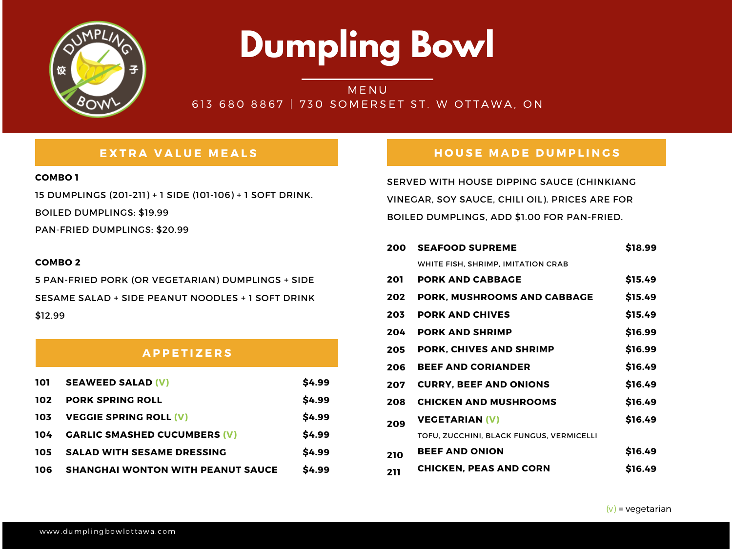# Dumpling Bowl

MENU

613 680 8867 | 730 SOMERSET ST. W OTTAWA, ON

## EXTRA VALUE MEALS

**COMBO 1**

15 DUMPLINGS (201-211) + 1 SIDE (101-106) + 1 SOFT DRINK.

BOILED DUMPLINGS: $19.99

PAN-FRIED DUMPLINGS: $20.99

**COMBO 2**

5 PAN-FRIED PORK (OR VEGETARIAN) DUMPLINGS + SIDE SESAME SALAD + SIDE PEANUT NOODLES + 1 SOFT DRINK

$12.99

## APPETIZERS

| | | |
|---|---|---|
| **101** | **SEAWEED SALAD (V)** | **$4.99** |
| **102** | **PORK SPRING ROLL** | **$4.99** |
| **103** | **VEGGIE SPRING ROLL (V)** | **$4.99** |
| **104** | **GARLIC SMASHED CUCUMBERS (V)** | **$4.99** |
| **105** | **SALAD WITH SESAME DRESSING** | **$4.99** |
| **106** | **SHANGHAI WONTON WITH PEANUT SAUCE** | **$4.99** |

## HOUSE MADE DUMPLINGS

SERVED WITH HOUSE DIPPING SAUCE (CHINKIANG VINEGAR, SOY SAUCE, CHILI OIL). PRICES ARE FOR BOILED DUMPLINGS, ADD $1.00 FOR PAN-FRIED.

| | | |
|---|---|---|
| **200** | **SEAFOOD SUPREME**<br>WHITE FISH, SHRIMP, IMITATION CRAB | **$18.99** |
| **201** | **PORK AND CABBAGE** | **$15.49** |
| **202** | **PORK, MUSHROOMS AND CABBAGE** | **$15.49** |
| **203** | **PORK AND CHIVES** | **$15.49** |
| **204** | **PORK AND SHRIMP** | **$16.99** |
| **205** | **PORK, CHIVES AND SHRIMP** | **$16.99** |
| **206** | **BEEF AND CORIANDER** | **$16.49** |
| **207** | **CURRY, BEEF AND ONIONS** | **$16.49** |
| **208** | **CHICKEN AND MUSHROOMS** | **$16.49** |
| **209** | **VEGETARIAN (V)**<br>TOFU, ZUCCHINI, BLACK FUNGUS, VERMICELLI | **$16.49** |
| **210** | **BEEF AND ONION** | **$16.49** |
| **211** | **CHICKEN, PEAS AND CORN** | **$16.49** |

(V) = vegetarian

www.dumplingbowlottawa.com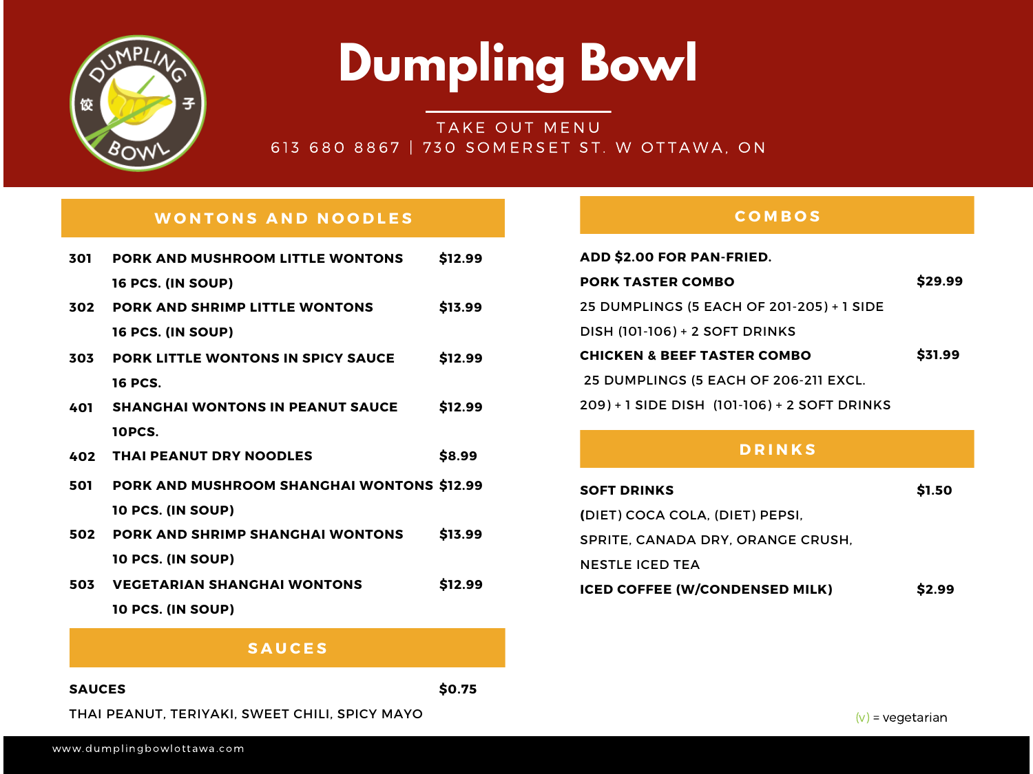# Dumpling Bowl

TAKE OUT MENU

613 680 8867 | 730 SOMERSET ST. W OTTAWA, ON

## WONTONS AND NOODLES

| | | |
|---|---|---|
| 301 | **PORK AND MUSHROOM LITTLE WONTONS** 16 PCS. (IN SOUP) | $12.99 |
| 302 | **PORK AND SHRIMP LITTLE WONTONS** 16 PCS. (IN SOUP) | $13.99 |
| 303 | **PORK LITTLE WONTONS IN SPICY SAUCE** 16 PCS. | $12.99 |
| 401 | **SHANGHAI WONTONS IN PEANUT SAUCE** 10PCS. | $12.99 |
| 402 | **THAI PEANUT DRY NOODLES** | $8.99 |
| 501 | **PORK AND MUSHROOM SHANGHAI WONTONS** 10 PCS. (IN SOUP) | $12.99 |
| 502 | **PORK AND SHRIMP SHANGHAI WONTONS** 10 PCS. (IN SOUP) | $13.99 |
| 503 | **VEGETARIAN SHANGHAI WONTONS** 10 PCS. (IN SOUP) | $12.99 |

## SAUCES

**SAUCES** $0.75

THAI PEANUT, TERIYAKI, SWEET CHILI, SPICY MAYO

## COMBOS

**ADD $2.00 FOR PAN-FRIED.**

**PORK TASTER COMBO** $29.99

25 DUMPLINGS (5 EACH OF 201-205) + 1 SIDE DISH (101-106) + 2 SOFT DRINKS

**CHICKEN & BEEF TASTER COMBO** $31.99

25 DUMPLINGS (5 EACH OF 206-211 EXCL. 209) + 1 SIDE DISH (101-106) + 2 SOFT DRINKS

## DRINKS

**SOFT DRINKS** $1.50

(DIET) COCA COLA, (DIET) PEPSI, SPRITE, CANADA DRY, ORANGE CRUSH, NESTLE ICED TEA

**ICED COFFEE (W/CONDENSED MILK)** $2.99

(V) = vegetarian

www.dumplingbowlottawa.com